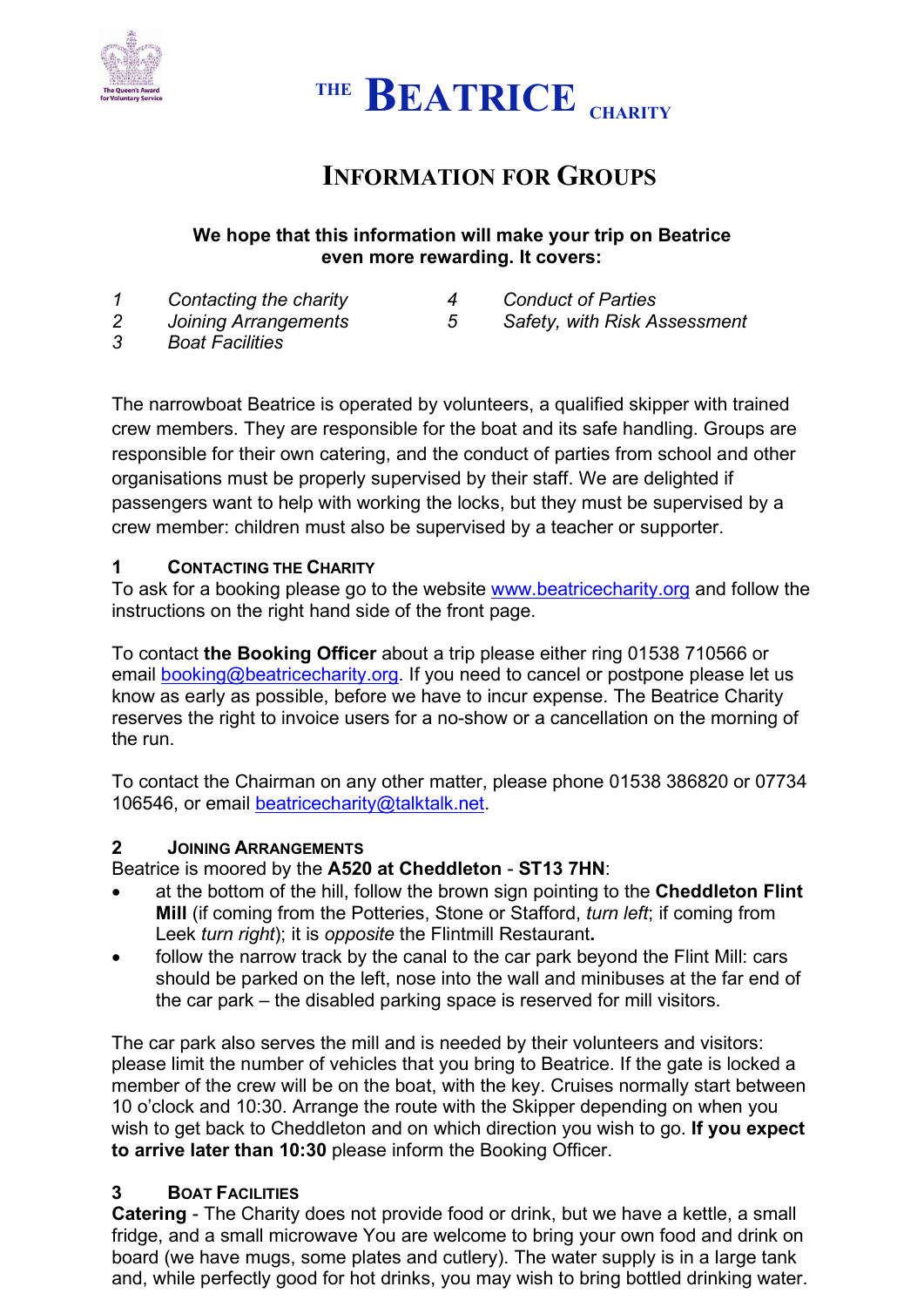# THE BEATRICE CHARITY

## INFORMATION FOR GROUPS

**We hope that this information will make your trip on Beatrice even more rewarding. It covers:**

1. *Contacting the charity*
2. *Joining Arrangements*
3. *Boat Facilities*
4. *Conduct of Parties*
5. *Safety, with Risk Assessment*

The narrowboat Beatrice is operated by volunteers, a qualified skipper with trained crew members. They are responsible for the boat and its safe handling. Groups are responsible for their own catering, and the conduct of parties from school and other organisations must be properly supervised by their staff. We are delighted if passengers want to help with working the locks, but they must be supervised by a crew member: children must also be supervised by a teacher or supporter.

### 1 CONTACTING THE CHARITY

To ask for a booking please go to the website www.beatricecharity.org and follow the instructions on the right hand side of the front page.

To contact **the Booking Officer** about a trip please either ring 01538 710566 or email booking@beatricecharity.org. If you need to cancel or postpone please let us know as early as possible, before we have to incur expense. The Beatrice Charity reserves the right to invoice users for a no-show or a cancellation on the morning of the run.

To contact the Chairman on any other matter, please phone 01538 386820 or 07734 106546, or email beatricecharity@talktalk.net.

### 2 JOINING ARRANGEMENTS

Beatrice is moored by the **A520 at Cheddleton** - **ST13 7HN**:

- at the bottom of the hill, follow the brown sign pointing to the **Cheddleton Flint Mill** (if coming from the Potteries, Stone or Stafford, *turn left*; if coming from Leek *turn right*); it is *opposite* the Flintmill Restaurant**.**
- follow the narrow track by the canal to the car park beyond the Flint Mill: cars should be parked on the left, nose into the wall and minibuses at the far end of the car park – the disabled parking space is reserved for mill visitors.

The car park also serves the mill and is needed by their volunteers and visitors: please limit the number of vehicles that you bring to Beatrice. If the gate is locked a member of the crew will be on the boat, with the key. Cruises normally start between 10 o'clock and 10:30. Arrange the route with the Skipper depending on when you wish to get back to Cheddleton and on which direction you wish to go. **If you expect to arrive later than 10:30** please inform the Booking Officer.

### 3 BOAT FACILITIES

**Catering** - The Charity does not provide food or drink, but we have a kettle, a small fridge, and a small microwave You are welcome to bring your own food and drink on board (we have mugs, some plates and cutlery). The water supply is in a large tank and, while perfectly good for hot drinks, you may wish to bring bottled drinking water.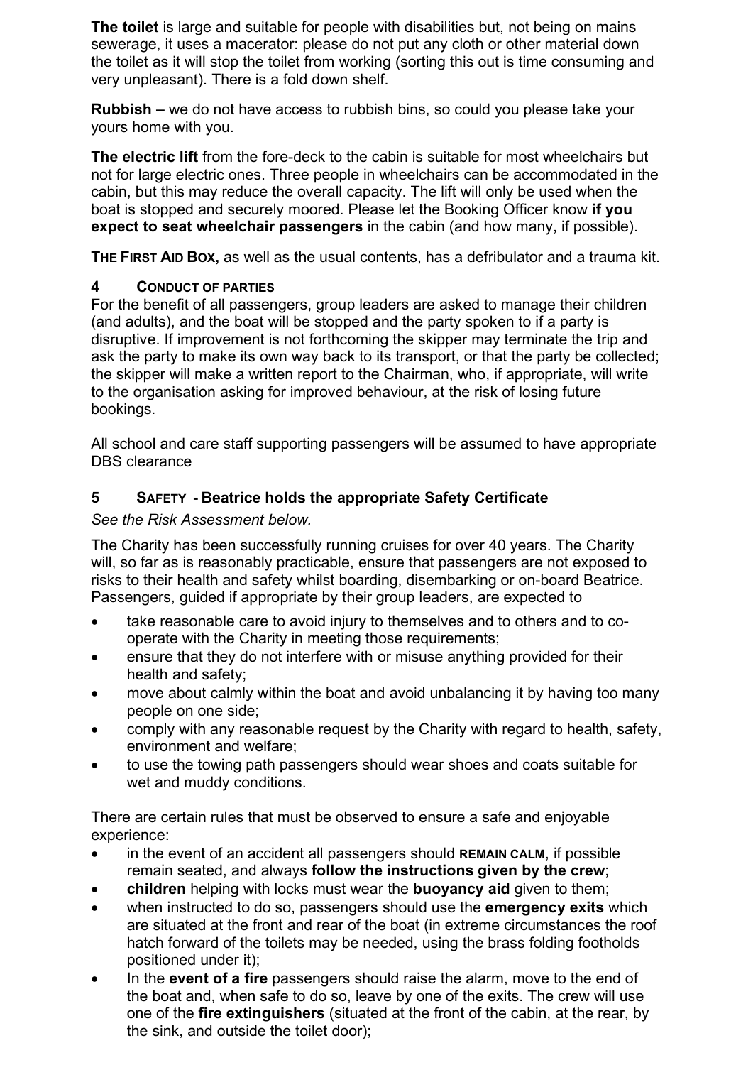**The toilet** is large and suitable for people with disabilities but, not being on mains sewerage, it uses a macerator: please do not put any cloth or other material down the toilet as it will stop the toilet from working (sorting this out is time consuming and very unpleasant). There is a fold down shelf.

**Rubbish –** we do not have access to rubbish bins, so could you please take your yours home with you.

**The electric lift** from the fore-deck to the cabin is suitable for most wheelchairs but not for large electric ones. Three people in wheelchairs can be accommodated in the cabin, but this may reduce the overall capacity. The lift will only be used when the boat is stopped and securely moored. Please let the Booking Officer know **if you expect to seat wheelchair passengers** in the cabin (and how many, if possible).

**THE FIRST AID BOX,** as well as the usual contents, has a defribulator and a trauma kit.

## 4 CONDUCT OF PARTIES

For the benefit of all passengers, group leaders are asked to manage their children (and adults), and the boat will be stopped and the party spoken to if a party is disruptive. If improvement is not forthcoming the skipper may terminate the trip and ask the party to make its own way back to its transport, or that the party be collected; the skipper will make a written report to the Chairman, who, if appropriate, will write to the organisation asking for improved behaviour, at the risk of losing future bookings.

All school and care staff supporting passengers will be assumed to have appropriate DBS clearance

## 5 SAFETY - Beatrice holds the appropriate Safety Certificate

*See the Risk Assessment below.*

The Charity has been successfully running cruises for over 40 years. The Charity will, so far as is reasonably practicable, ensure that passengers are not exposed to risks to their health and safety whilst boarding, disembarking or on-board Beatrice. Passengers, guided if appropriate by their group leaders, are expected to

- take reasonable care to avoid injury to themselves and to others and to co-operate with the Charity in meeting those requirements;
- ensure that they do not interfere with or misuse anything provided for their health and safety;
- move about calmly within the boat and avoid unbalancing it by having too many people on one side;
- comply with any reasonable request by the Charity with regard to health, safety, environment and welfare;
- to use the towing path passengers should wear shoes and coats suitable for wet and muddy conditions.

There are certain rules that must be observed to ensure a safe and enjoyable experience:

- in the event of an accident all passengers should **REMAIN CALM**, if possible remain seated, and always **follow the instructions given by the crew**;
- **children** helping with locks must wear the **buoyancy aid** given to them;
- when instructed to do so, passengers should use the **emergency exits** which are situated at the front and rear of the boat (in extreme circumstances the roof hatch forward of the toilets may be needed, using the brass folding footholds positioned under it);
- In the **event of a fire** passengers should raise the alarm, move to the end of the boat and, when safe to do so, leave by one of the exits. The crew will use one of the **fire extinguishers** (situated at the front of the cabin, at the rear, by the sink, and outside the toilet door);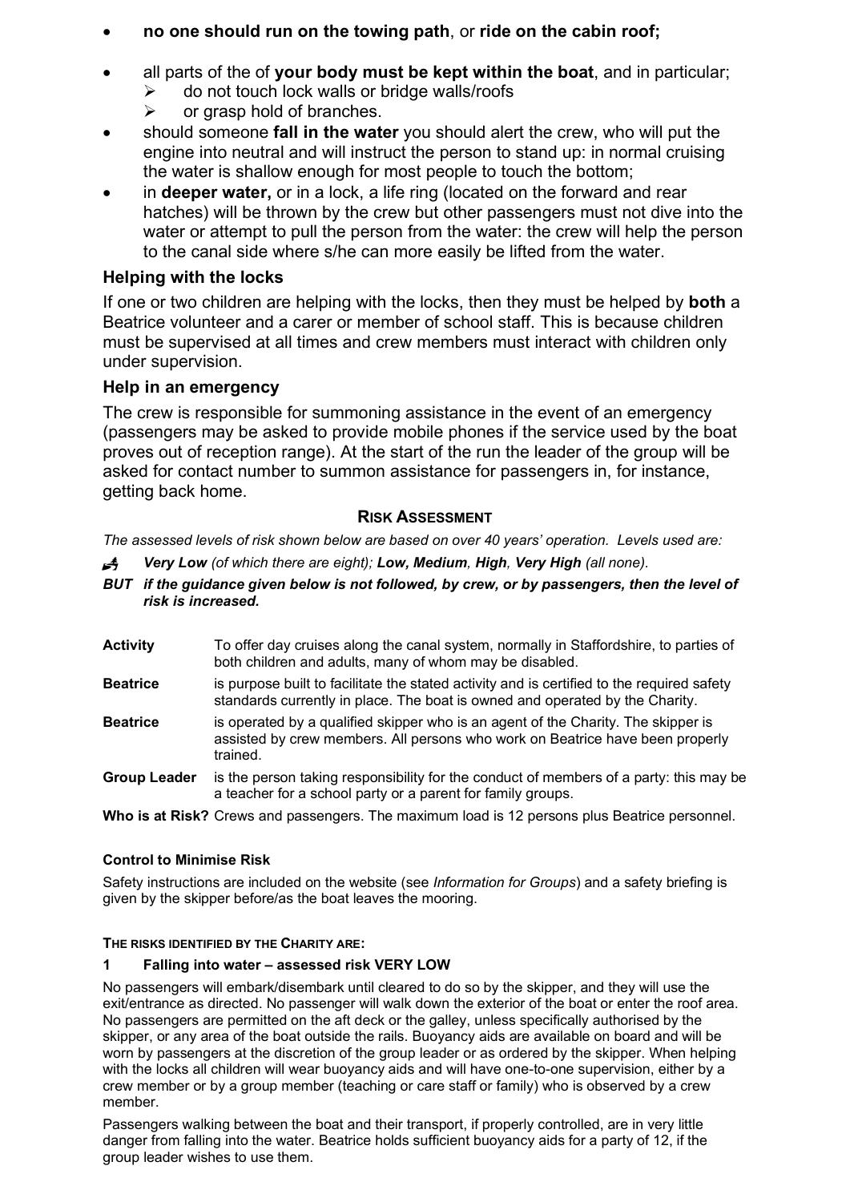- **no one should run on the towing path**, or **ride on the cabin roof;**
- all parts of the of **your body must be kept within the boat**, and in particular;
  - do not touch lock walls or bridge walls/roofs
  - or grasp hold of branches.
- should someone **fall in the water** you should alert the crew, who will put the engine into neutral and will instruct the person to stand up: in normal cruising the water is shallow enough for most people to touch the bottom;
- in **deeper water,** or in a lock, a life ring (located on the forward and rear hatches) will be thrown by the crew but other passengers must not dive into the water or attempt to pull the person from the water: the crew will help the person to the canal side where s/he can more easily be lifted from the water.

### Helping with the locks

If one or two children are helping with the locks, then they must be helped by **both** a Beatrice volunteer and a carer or member of school staff. This is because children must be supervised at all times and crew members must interact with children only under supervision.

### Help in an emergency

The crew is responsible for summoning assistance in the event of an emergency (passengers may be asked to provide mobile phones if the service used by the boat proves out of reception range). At the start of the run the leader of the group will be asked for contact number to summon assistance for passengers in, for instance, getting back home.

## Risk Assessment

*The assessed levels of risk shown below are based on over 40 years' operation. Levels used are:*

***Very Low** (of which there are eight); **Low**, **Medium**, **High**, **Very High** (all none).*

***BUT if the guidance given below is not followed, by crew, or by passengers, then the level of risk is increased.***

**Activity** To offer day cruises along the canal system, normally in Staffordshire, to parties of both children and adults, many of whom may be disabled.

**Beatrice** is purpose built to facilitate the stated activity and is certified to the required safety standards currently in place. The boat is owned and operated by the Charity.

**Beatrice** is operated by a qualified skipper who is an agent of the Charity. The skipper is assisted by crew members. All persons who work on Beatrice have been properly trained.

**Group Leader** is the person taking responsibility for the conduct of members of a party: this may be a teacher for a school party or a parent for family groups.

**Who is at Risk?** Crews and passengers. The maximum load is 12 persons plus Beatrice personnel.

#### Control to Minimise Risk

Safety instructions are included on the website (see *Information for Groups*) and a safety briefing is given by the skipper before/as the boat leaves the mooring.

#### The Risks Identified by the Charity are:

#### 1 Falling into water – assessed risk VERY LOW

No passengers will embark/disembark until cleared to do so by the skipper, and they will use the exit/entrance as directed. No passenger will walk down the exterior of the boat or enter the roof area. No passengers are permitted on the aft deck or the galley, unless specifically authorised by the skipper, or any area of the boat outside the rails. Buoyancy aids are available on board and will be worn by passengers at the discretion of the group leader or as ordered by the skipper. When helping with the locks all children will wear buoyancy aids and will have one-to-one supervision, either by a crew member or by a group member (teaching or care staff or family) who is observed by a crew member.

Passengers walking between the boat and their transport, if properly controlled, are in very little danger from falling into the water. Beatrice holds sufficient buoyancy aids for a party of 12, if the group leader wishes to use them.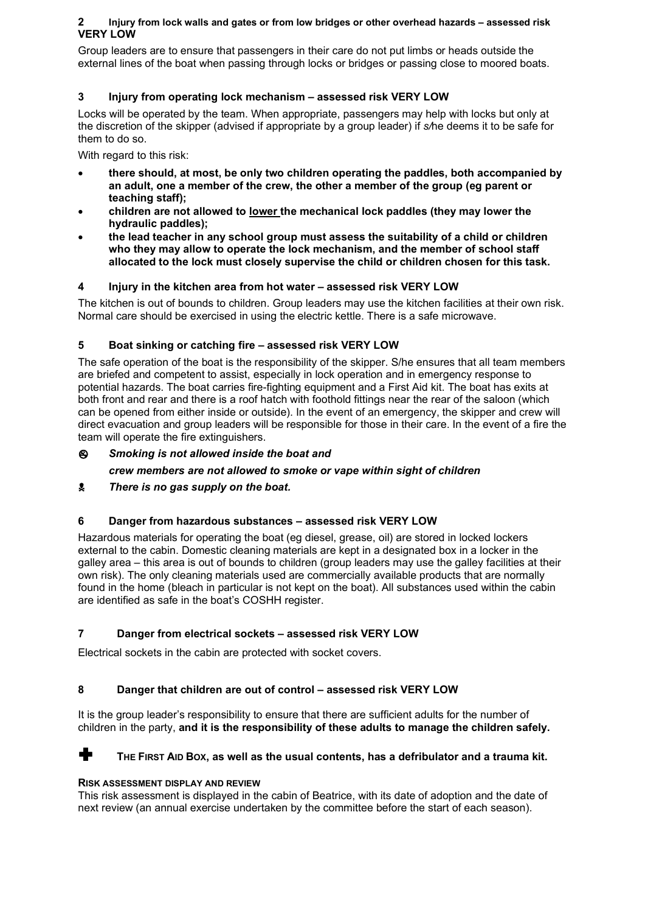### 2 Injury from lock walls and gates or from low bridges or other overhead hazards – assessed risk VERY LOW

Group leaders are to ensure that passengers in their care do not put limbs or heads outside the external lines of the boat when passing through locks or bridges or passing close to moored boats.

### 3 Injury from operating lock mechanism – assessed risk VERY LOW

Locks will be operated by the team. When appropriate, passengers may help with locks but only at the discretion of the skipper (advised if appropriate by a group leader) if s/he deems it to be safe for them to do so.

With regard to this risk:

- **there should, at most, be only two children operating the paddles, both accompanied by an adult, one a member of the crew, the other a member of the group (eg parent or teaching staff);**
- **children are not allowed to <u>lower</u> the mechanical lock paddles (they may lower the hydraulic paddles);**
- **the lead teacher in any school group must assess the suitability of a child or children who they may allow to operate the lock mechanism, and the member of school staff allocated to the lock must closely supervise the child or children chosen for this task.**

### 4 Injury in the kitchen area from hot water – assessed risk VERY LOW

The kitchen is out of bounds to children. Group leaders may use the kitchen facilities at their own risk. Normal care should be exercised in using the electric kettle. There is a safe microwave.

### 5 Boat sinking or catching fire – assessed risk VERY LOW

The safe operation of the boat is the responsibility of the skipper. S/he ensures that all team members are briefed and competent to assist, especially in lock operation and in emergency response to potential hazards. The boat carries fire-fighting equipment and a First Aid kit. The boat has exits at both front and rear and there is a roof hatch with foothold fittings near the rear of the saloon (which can be opened from either inside or outside). In the event of an emergency, the skipper and crew will direct evacuation and group leaders will be responsible for those in their care. In the event of a fire the team will operate the fire extinguishers.

- ***Smoking is not allowed inside the boat and crew members are not allowed to smoke or vape within sight of children***
- ***There is no gas supply on the boat.***

### 6 Danger from hazardous substances – assessed risk VERY LOW

Hazardous materials for operating the boat (eg diesel, grease, oil) are stored in locked lockers external to the cabin. Domestic cleaning materials are kept in a designated box in a locker in the galley area – this area is out of bounds to children (group leaders may use the galley facilities at their own risk). The only cleaning materials used are commercially available products that are normally found in the home (bleach in particular is not kept on the boat). All substances used within the cabin are identified as safe in the boat's COSHH register.

### 7 Danger from electrical sockets – assessed risk VERY LOW

Electrical sockets in the cabin are protected with socket covers.

### 8 Danger that children are out of control – assessed risk VERY LOW

It is the group leader's responsibility to ensure that there are sufficient adults for the number of children in the party, **and it is the responsibility of these adults to manage the children safely.**

**THE FIRST AID BOX, as well as the usual contents, has a defribulator and a trauma kit.**

**RISK ASSESSMENT DISPLAY AND REVIEW**

This risk assessment is displayed in the cabin of Beatrice, with its date of adoption and the date of next review (an annual exercise undertaken by the committee before the start of each season).